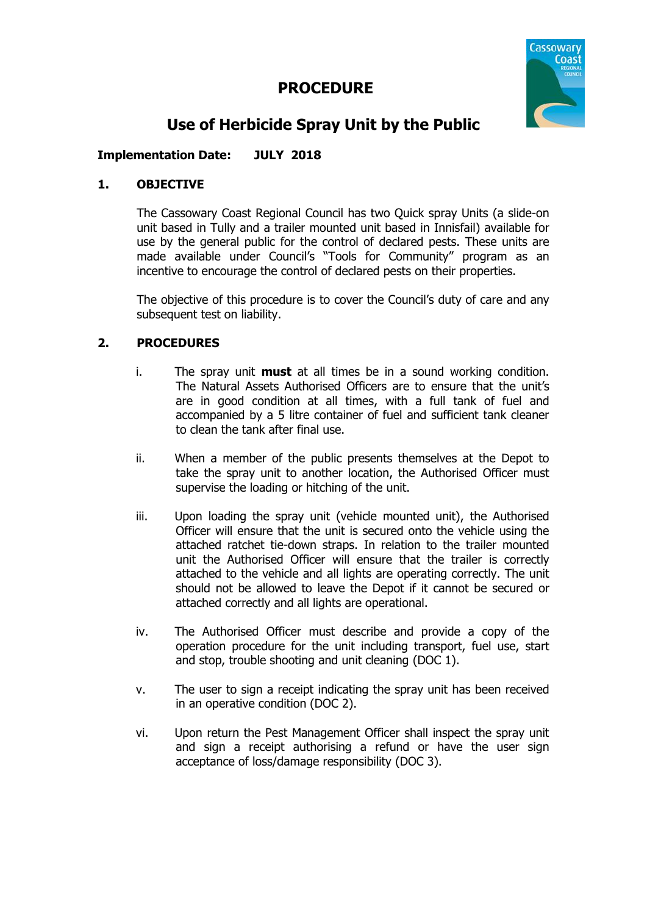# PROCEDURE

## Use of Herbicide Spray Unit by the Public

**Implementation Date:** **JULY 2018**

### 1. OBJECTIVE

The Cassowary Coast Regional Council has two Quick spray Units (a slide-on unit based in Tully and a trailer mounted unit based in Innisfail) available for use by the general public for the control of declared pests. These units are made available under Council's "Tools for Community" program as an incentive to encourage the control of declared pests on their properties.

The objective of this procedure is to cover the Council's duty of care and any subsequent test on liability.

### 2. PROCEDURES

i. The spray unit **must** at all times be in a sound working condition. The Natural Assets Authorised Officers are to ensure that the unit's are in good condition at all times, with a full tank of fuel and accompanied by a 5 litre container of fuel and sufficient tank cleaner to clean the tank after final use.

ii. When a member of the public presents themselves at the Depot to take the spray unit to another location, the Authorised Officer must supervise the loading or hitching of the unit.

iii. Upon loading the spray unit (vehicle mounted unit), the Authorised Officer will ensure that the unit is secured onto the vehicle using the attached ratchet tie-down straps. In relation to the trailer mounted unit the Authorised Officer will ensure that the trailer is correctly attached to the vehicle and all lights are operating correctly. The unit should not be allowed to leave the Depot if it cannot be secured or attached correctly and all lights are operational.

iv. The Authorised Officer must describe and provide a copy of the operation procedure for the unit including transport, fuel use, start and stop, trouble shooting and unit cleaning (DOC 1).

v. The user to sign a receipt indicating the spray unit has been received in an operative condition (DOC 2).

vi. Upon return the Pest Management Officer shall inspect the spray unit and sign a receipt authorising a refund or have the user sign acceptance of loss/damage responsibility (DOC 3).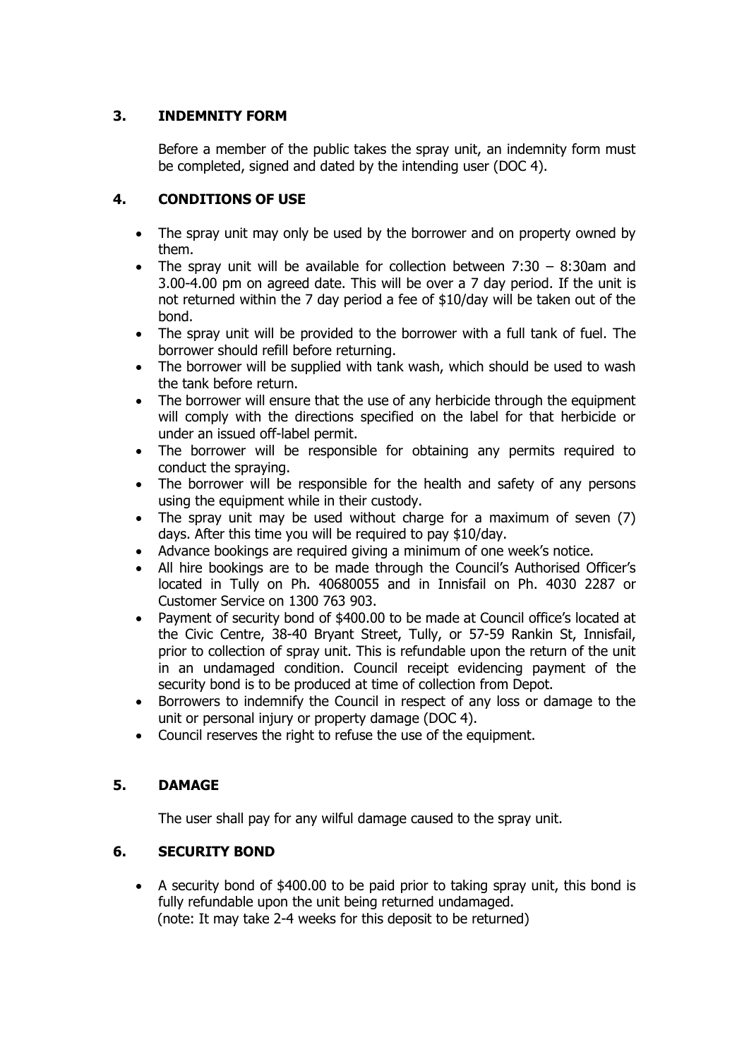## 3. INDEMNITY FORM

Before a member of the public takes the spray unit, an indemnity form must be completed, signed and dated by the intending user (DOC 4).

## 4. CONDITIONS OF USE

- The spray unit may only be used by the borrower and on property owned by them.
- The spray unit will be available for collection between 7:30 – 8:30am and 3.00-4.00 pm on agreed date. This will be over a 7 day period. If the unit is not returned within the 7 day period a fee of $10/day will be taken out of the bond.
- The spray unit will be provided to the borrower with a full tank of fuel. The borrower should refill before returning.
- The borrower will be supplied with tank wash, which should be used to wash the tank before return.
- The borrower will ensure that the use of any herbicide through the equipment will comply with the directions specified on the label for that herbicide or under an issued off-label permit.
- The borrower will be responsible for obtaining any permits required to conduct the spraying.
- The borrower will be responsible for the health and safety of any persons using the equipment while in their custody.
- The spray unit may be used without charge for a maximum of seven (7) days. After this time you will be required to pay $10/day.
- Advance bookings are required giving a minimum of one week's notice.
- All hire bookings are to be made through the Council's Authorised Officer's located in Tully on Ph. 40680055 and in Innisfail on Ph. 4030 2287 or Customer Service on 1300 763 903.
- Payment of security bond of $400.00 to be made at Council office's located at the Civic Centre, 38-40 Bryant Street, Tully, or 57-59 Rankin St, Innisfail, prior to collection of spray unit. This is refundable upon the return of the unit in an undamaged condition. Council receipt evidencing payment of the security bond is to be produced at time of collection from Depot.
- Borrowers to indemnify the Council in respect of any loss or damage to the unit or personal injury or property damage (DOC 4).
- Council reserves the right to refuse the use of the equipment.

## 5. DAMAGE

The user shall pay for any wilful damage caused to the spray unit.

## 6. SECURITY BOND

- A security bond of $400.00 to be paid prior to taking spray unit, this bond is fully refundable upon the unit being returned undamaged.
  (note: It may take 2-4 weeks for this deposit to be returned)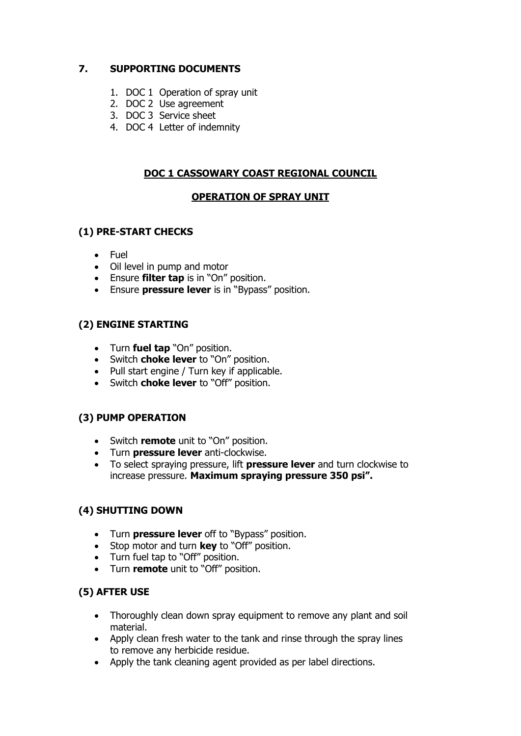## 7. SUPPORTING DOCUMENTS

1. DOC 1 Operation of spray unit
2. DOC 2 Use agreement
3. DOC 3 Service sheet
4. DOC 4 Letter of indemnity

## DOC 1 CASSOWARY COAST REGIONAL COUNCIL

## OPERATION OF SPRAY UNIT

### (1) PRE-START CHECKS

- Fuel
- Oil level in pump and motor
- Ensure **filter tap** is in "On" position.
- Ensure **pressure lever** is in "Bypass" position.

### (2) ENGINE STARTING

- Turn **fuel tap** "On" position.
- Switch **choke lever** to "On" position.
- Pull start engine / Turn key if applicable.
- Switch **choke lever** to "Off" position.

### (3) PUMP OPERATION

- Switch **remote** unit to "On" position.
- Turn **pressure lever** anti-clockwise.
- To select spraying pressure, lift **pressure lever** and turn clockwise to increase pressure. **Maximum spraying pressure 350 psi".**

### (4) SHUTTING DOWN

- Turn **pressure lever** off to "Bypass" position.
- Stop motor and turn **key** to "Off" position.
- Turn fuel tap to "Off" position.
- Turn **remote** unit to "Off" position.

### (5) AFTER USE

- Thoroughly clean down spray equipment to remove any plant and soil material.
- Apply clean fresh water to the tank and rinse through the spray lines to remove any herbicide residue.
- Apply the tank cleaning agent provided as per label directions.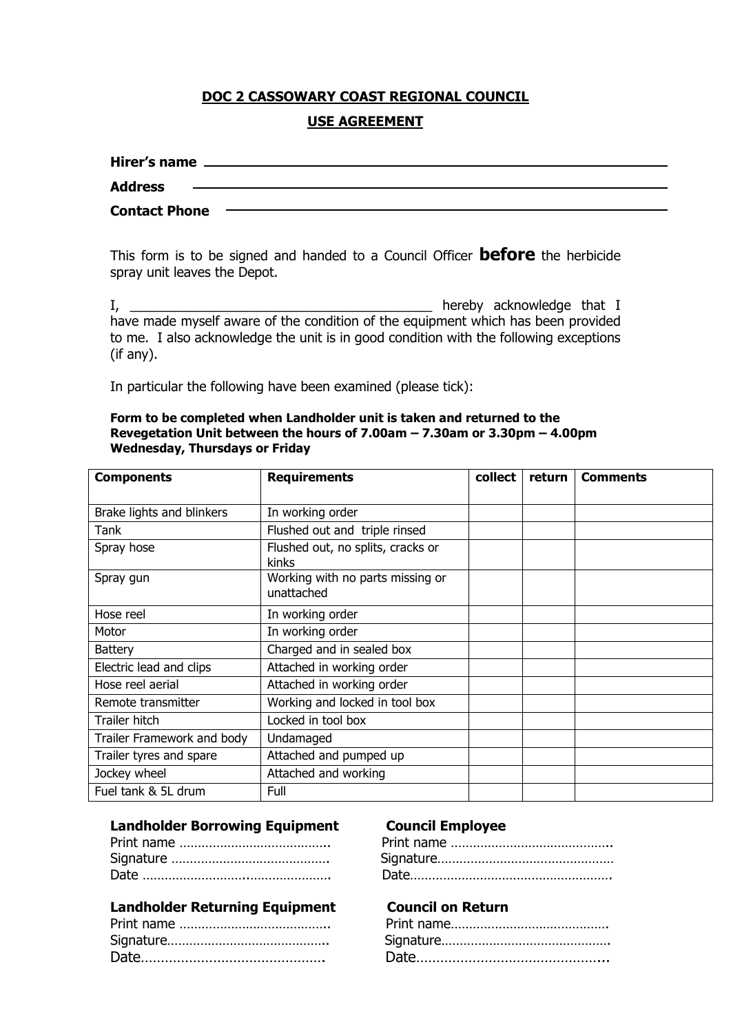## DOC 2 CASSOWARY COAST REGIONAL COUNCIL

## USE AGREEMENT

**Hirer's name** ______________________________________________

**Address** ______________________________________________

**Contact Phone** ______________________________________________

This form is to be signed and handed to a Council Officer **before** the herbicide spray unit leaves the Depot.

I, ________________________________________ hereby acknowledge that I have made myself aware of the condition of the equipment which has been provided to me. I also acknowledge the unit is in good condition with the following exceptions (if any).

In particular the following have been examined (please tick):

**Form to be completed when Landholder unit is taken and returned to the Revegetation Unit between the hours of 7.00am – 7.30am or 3.30pm – 4.00pm Wednesday, Thursdays or Friday**

| Components | Requirements | collect | return | Comments |
|---|---|---|---|---|
| Brake lights and blinkers | In working order | | | |
| Tank | Flushed out and triple rinsed | | | |
| Spray hose | Flushed out, no splits, cracks or kinks | | | |
| Spray gun | Working with no parts missing or unattached | | | |
| Hose reel | In working order | | | |
| Motor | In working order | | | |
| Battery | Charged and in sealed box | | | |
| Electric lead and clips | Attached in working order | | | |
| Hose reel aerial | Attached in working order | | | |
| Remote transmitter | Working and locked in tool box | | | |
| Trailer hitch | Locked in tool box | | | |
| Trailer Framework and body | Undamaged | | | |
| Trailer tyres and spare | Attached and pumped up | | | |
| Jockey wheel | Attached and working | | | |
| Fuel tank & 5L drum | Full | | | |

**Landholder Borrowing Equipment**

Print name ……………………………………..

Signature ……………………………………

Date ……………………………………………

**Council Employee**

Print name ……………………………………..

Signature…………………………………………

Date………………………………………………

**Landholder Returning Equipment**

Print name ……………………………………..

Signature……………………………………..

Date……………………………………….

**Council on Return**

Print name……………………………………

Signature………………………………………

Date………………………………………..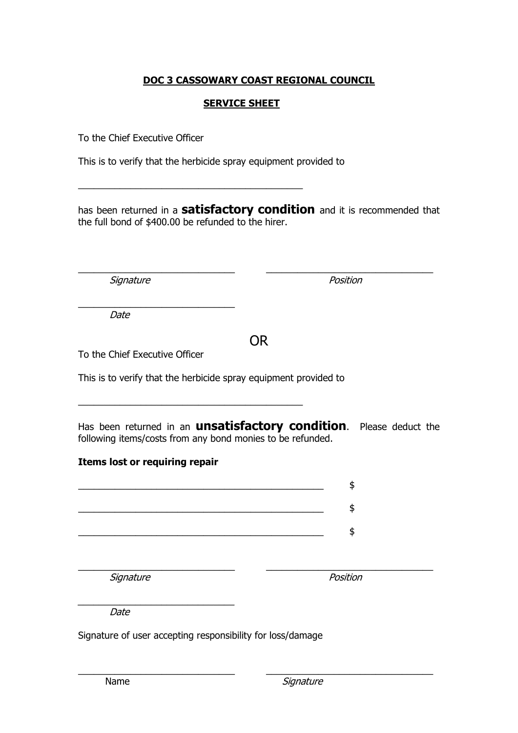**DOC 3 CASSOWARY COAST REGIONAL COUNCIL**

**SERVICE SHEET**

To the Chief Executive Officer

This is to verify that the herbicide spray equipment provided to

\_\_\_\_\_\_\_\_\_\_\_\_\_\_\_\_\_\_\_\_\_\_\_\_\_\_\_\_\_\_\_\_\_\_\_\_\_\_\_\_\_\_\_\_

has been returned in a **satisfactory condition** and it is recommended that the full bond of $400.00 be refunded to the hirer.

\_\_\_\_\_\_\_\_\_\_\_\_\_\_\_\_\_\_\_\_\_\_\_\_\_\_\_\_\_\_ &nbsp;&nbsp;&nbsp;&nbsp; \_\_\_\_\_\_\_\_\_\_\_\_\_\_\_\_\_\_\_\_\_\_\_\_\_\_\_\_\_\_\_\_

*Signature* &nbsp;&nbsp;&nbsp;&nbsp; *Position*

\_\_\_\_\_\_\_\_\_\_\_\_\_\_\_\_\_\_\_\_\_\_\_\_\_\_\_\_\_\_

*Date*

OR

To the Chief Executive Officer

This is to verify that the herbicide spray equipment provided to

\_\_\_\_\_\_\_\_\_\_\_\_\_\_\_\_\_\_\_\_\_\_\_\_\_\_\_\_\_\_\_\_\_\_\_\_\_\_\_\_\_\_\_\_

Has been returned in an **unsatisfactory condition**. Please deduct the following items/costs from any bond monies to be refunded.

**Items lost or requiring repair**

\_\_\_\_\_\_\_\_\_\_\_\_\_\_\_\_\_\_\_\_\_\_\_\_\_\_\_\_\_\_\_\_\_\_\_\_\_\_\_\_\_\_\_\_\_\_ $

\_\_\_\_\_\_\_\_\_\_\_\_\_\_\_\_\_\_\_\_\_\_\_\_\_\_\_\_\_\_\_\_\_\_\_\_\_\_\_\_\_\_\_\_\_\_ $

\_\_\_\_\_\_\_\_\_\_\_\_\_\_\_\_\_\_\_\_\_\_\_\_\_\_\_\_\_\_\_\_\_\_\_\_\_\_\_\_\_\_\_\_\_\_ $

\_\_\_\_\_\_\_\_\_\_\_\_\_\_\_\_\_\_\_\_\_\_\_\_\_\_\_\_\_\_ &nbsp;&nbsp;&nbsp;&nbsp; \_\_\_\_\_\_\_\_\_\_\_\_\_\_\_\_\_\_\_\_\_\_\_\_\_\_\_\_\_\_\_\_

*Signature* &nbsp;&nbsp;&nbsp;&nbsp; *Position*

\_\_\_\_\_\_\_\_\_\_\_\_\_\_\_\_\_\_\_\_\_\_\_\_\_\_\_\_\_\_

*Date*

Signature of user accepting responsibility for loss/damage

\_\_\_\_\_\_\_\_\_\_\_\_\_\_\_\_\_\_\_\_\_\_\_\_\_\_\_\_\_\_ &nbsp;&nbsp;&nbsp;&nbsp; \_\_\_\_\_\_\_\_\_\_\_\_\_\_\_\_\_\_\_\_\_\_\_\_\_\_\_\_\_\_\_\_

Name &nbsp;&nbsp;&nbsp;&nbsp; *Signature*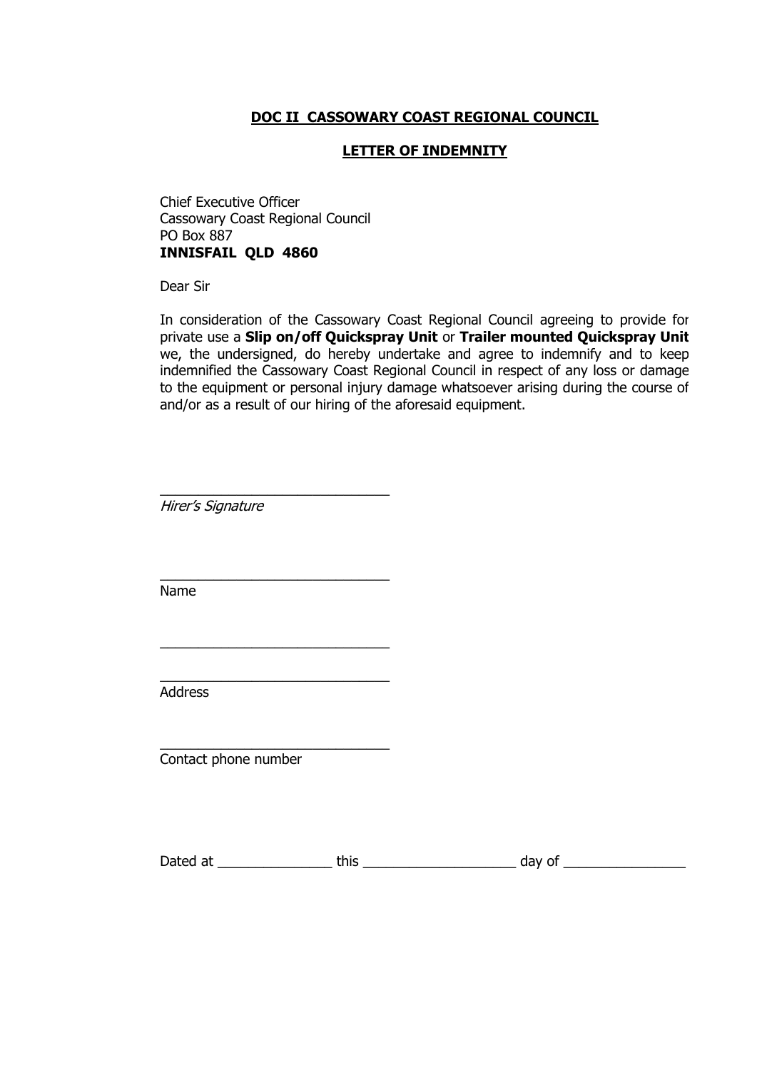**DOC II CASSOWARY COAST REGIONAL COUNCIL**

**LETTER OF INDEMNITY**

Chief Executive Officer
Cassowary Coast Regional Council
PO Box 887
**INNISFAIL QLD 4860**

Dear Sir

In consideration of the Cassowary Coast Regional Council agreeing to provide for private use a **Slip on/off Quickspray Unit** or **Trailer mounted Quickspray Unit** we, the undersigned, do hereby undertake and agree to indemnify and to keep indemnified the Cassowary Coast Regional Council in respect of any loss or damage to the equipment or personal injury damage whatsoever arising during the course of and/or as a result of our hiring of the aforesaid equipment.

______________________________
*Hirer's Signature*

______________________________
Name

______________________________

______________________________
Address

______________________________
Contact phone number

Dated at _______________ this ____________________ day of ________________